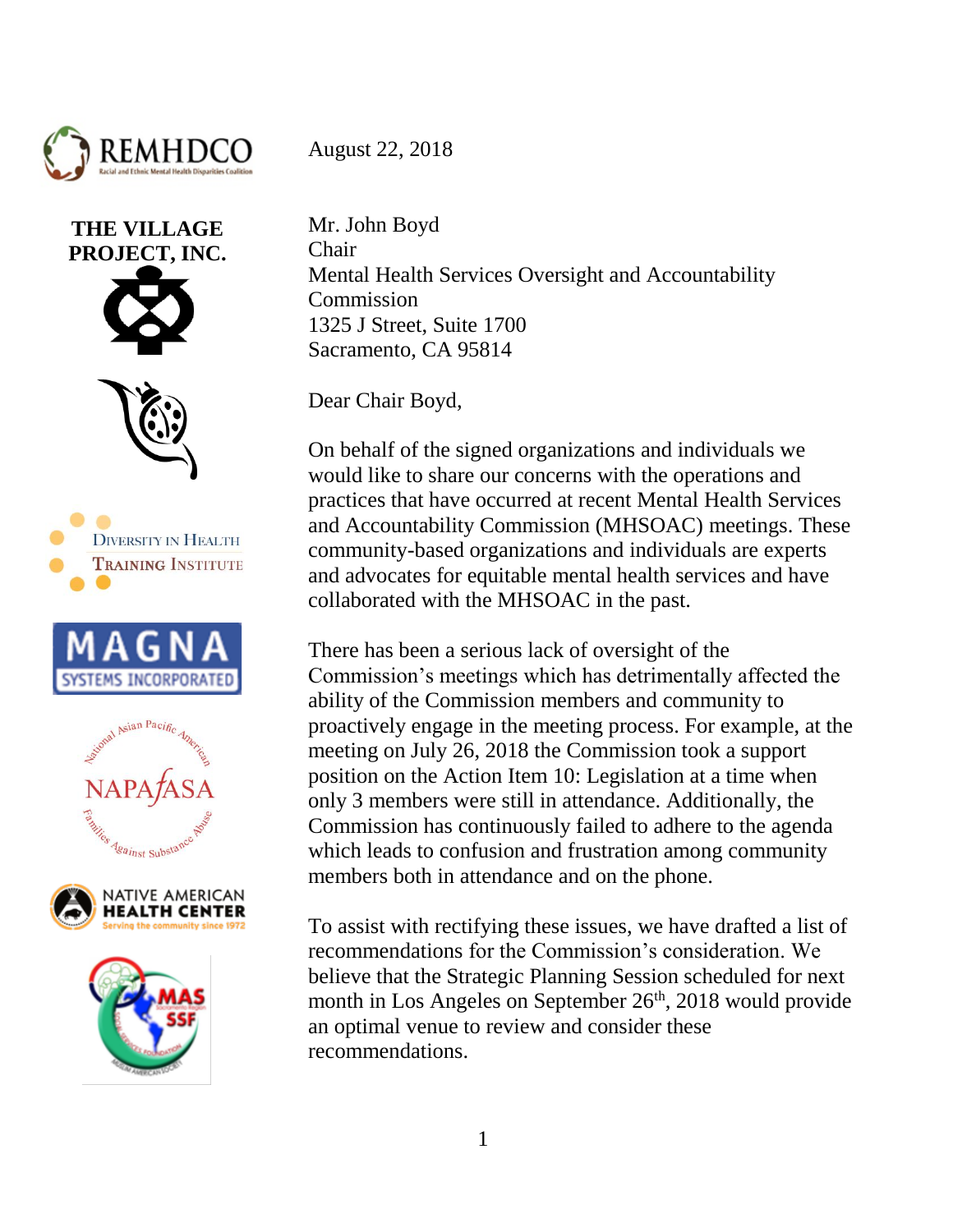REMHDCO
Racial and Ethnic Mental Health Disparities Coalition

**THE VILLAGE PROJECT, INC.**

DIVERSITY IN HEALTH TRAINING INSTITUTE

MAGNA SYSTEMS INCORPORATED

National Asian Pacific American Families Against Substance Abuse
NAPAFASA

NATIVE AMERICAN HEALTH CENTER
Serving the community since 1972

MAS SSF

August 22, 2018

Mr. John Boyd
Chair
Mental Health Services Oversight and Accountability Commission
1325 J Street, Suite 1700
Sacramento, CA 95814

Dear Chair Boyd,

On behalf of the signed organizations and individuals we would like to share our concerns with the operations and practices that have occurred at recent Mental Health Services and Accountability Commission (MHSOAC) meetings. These community-based organizations and individuals are experts and advocates for equitable mental health services and have collaborated with the MHSOAC in the past.

There has been a serious lack of oversight of the Commission's meetings which has detrimentally affected the ability of the Commission members and community to proactively engage in the meeting process. For example, at the meeting on July 26, 2018 the Commission took a support position on the Action Item 10: Legislation at a time when only 3 members were still in attendance. Additionally, the Commission has continuously failed to adhere to the agenda which leads to confusion and frustration among community members both in attendance and on the phone.

To assist with rectifying these issues, we have drafted a list of recommendations for the Commission's consideration. We believe that the Strategic Planning Session scheduled for next month in Los Angeles on September 26th, 2018 would provide an optimal venue to review and consider these recommendations.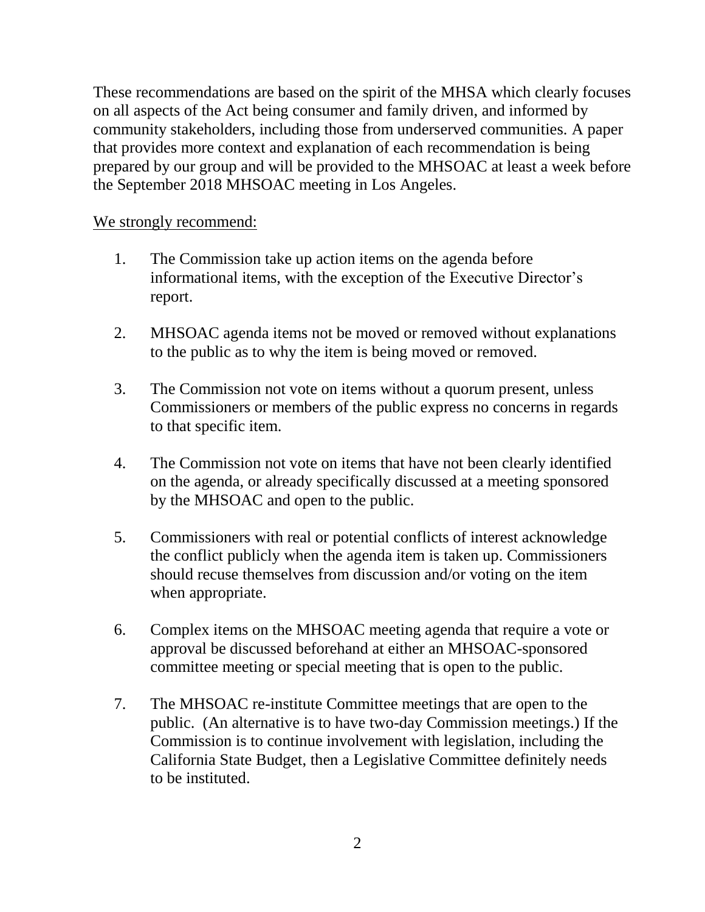These recommendations are based on the spirit of the MHSA which clearly focuses on all aspects of the Act being consumer and family driven, and informed by community stakeholders, including those from underserved communities. A paper that provides more context and explanation of each recommendation is being prepared by our group and will be provided to the MHSOAC at least a week before the September 2018 MHSOAC meeting in Los Angeles.

<u>We strongly recommend:</u>

1. The Commission take up action items on the agenda before informational items, with the exception of the Executive Director's report.

2. MHSOAC agenda items not be moved or removed without explanations to the public as to why the item is being moved or removed.

3. The Commission not vote on items without a quorum present, unless Commissioners or members of the public express no concerns in regards to that specific item.

4. The Commission not vote on items that have not been clearly identified on the agenda, or already specifically discussed at a meeting sponsored by the MHSOAC and open to the public.

5. Commissioners with real or potential conflicts of interest acknowledge the conflict publicly when the agenda item is taken up. Commissioners should recuse themselves from discussion and/or voting on the item when appropriate.

6. Complex items on the MHSOAC meeting agenda that require a vote or approval be discussed beforehand at either an MHSOAC-sponsored committee meeting or special meeting that is open to the public.

7. The MHSOAC re-institute Committee meetings that are open to the public. (An alternative is to have two-day Commission meetings.) If the Commission is to continue involvement with legislation, including the California State Budget, then a Legislative Committee definitely needs to be instituted.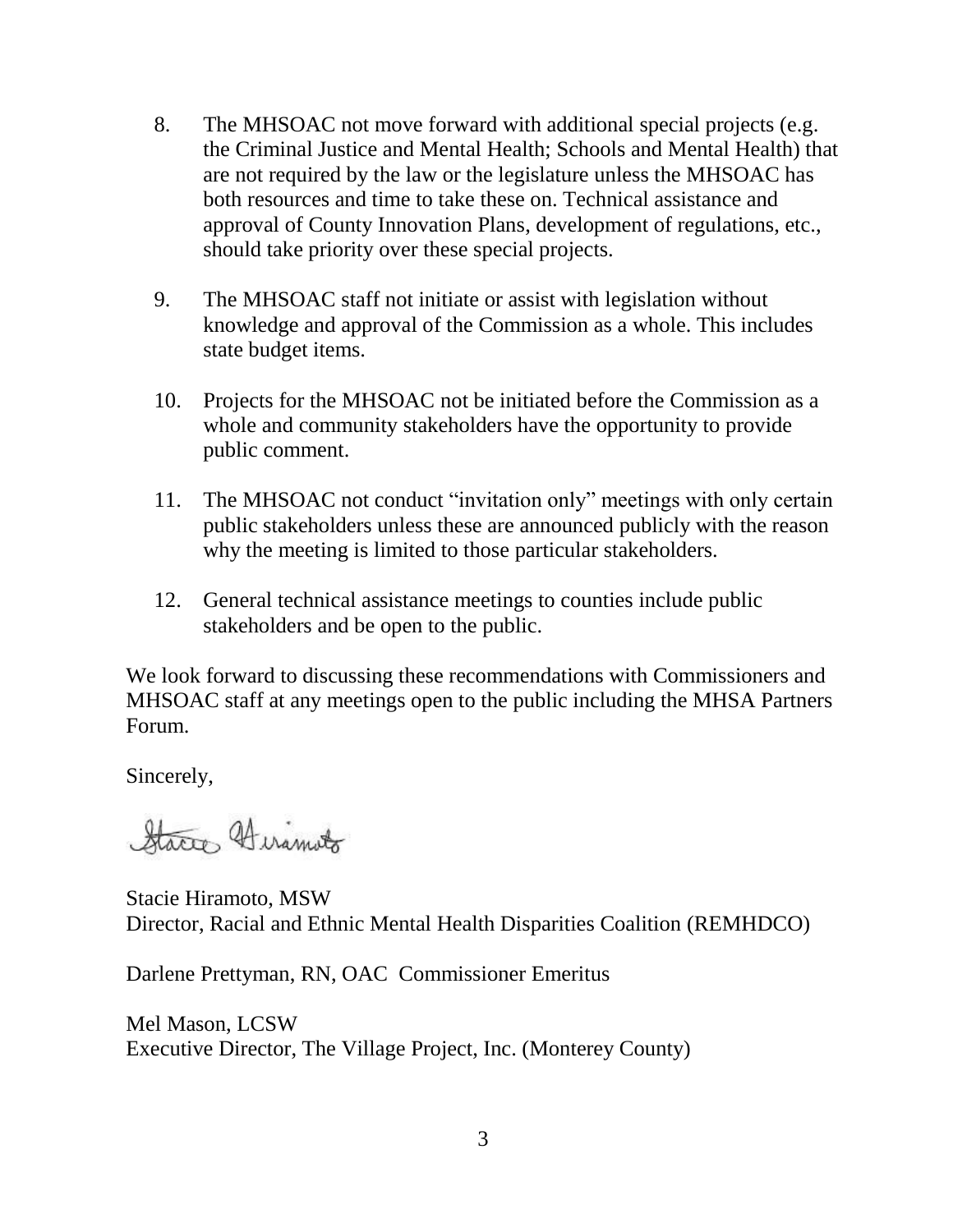8. The MHSOAC not move forward with additional special projects (e.g. the Criminal Justice and Mental Health; Schools and Mental Health) that are not required by the law or the legislature unless the MHSOAC has both resources and time to take these on. Technical assistance and approval of County Innovation Plans, development of regulations, etc., should take priority over these special projects.

9. The MHSOAC staff not initiate or assist with legislation without knowledge and approval of the Commission as a whole. This includes state budget items.

10. Projects for the MHSOAC not be initiated before the Commission as a whole and community stakeholders have the opportunity to provide public comment.

11. The MHSOAC not conduct "invitation only" meetings with only certain public stakeholders unless these are announced publicly with the reason why the meeting is limited to those particular stakeholders.

12. General technical assistance meetings to counties include public stakeholders and be open to the public.

We look forward to discussing these recommendations with Commissioners and MHSOAC staff at any meetings open to the public including the MHSA Partners Forum.

Sincerely,

Stacie Hiramoto

Stacie Hiramoto, MSW
Director, Racial and Ethnic Mental Health Disparities Coalition (REMHDCO)

Darlene Prettyman, RN, OAC Commissioner Emeritus

Mel Mason, LCSW
Executive Director, The Village Project, Inc. (Monterey County)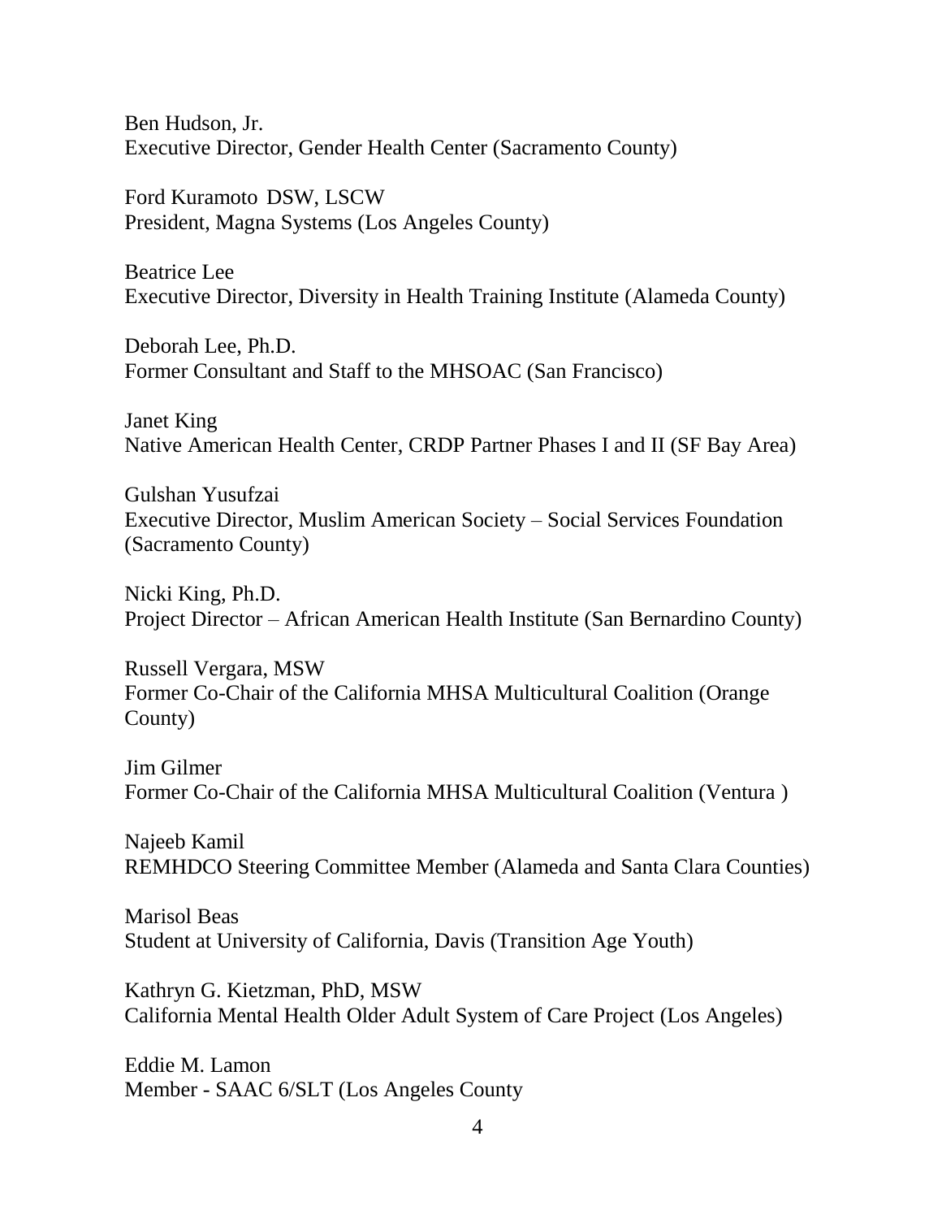Ben Hudson, Jr.
Executive Director, Gender Health Center (Sacramento County)

Ford Kuramoto DSW, LSCW
President, Magna Systems (Los Angeles County)

Beatrice Lee
Executive Director, Diversity in Health Training Institute (Alameda County)

Deborah Lee, Ph.D.
Former Consultant and Staff to the MHSOAC (San Francisco)

Janet King
Native American Health Center, CRDP Partner Phases I and II (SF Bay Area)

Gulshan Yusufzai
Executive Director, Muslim American Society – Social Services Foundation (Sacramento County)

Nicki King, Ph.D.
Project Director – African American Health Institute (San Bernardino County)

Russell Vergara, MSW
Former Co-Chair of the California MHSA Multicultural Coalition (Orange County)

Jim Gilmer
Former Co-Chair of the California MHSA Multicultural Coalition (Ventura )

Najeeb Kamil
REMHDCO Steering Committee Member (Alameda and Santa Clara Counties)

Marisol Beas
Student at University of California, Davis (Transition Age Youth)

Kathryn G. Kietzman, PhD, MSW
California Mental Health Older Adult System of Care Project (Los Angeles)

Eddie M. Lamon
Member - SAAC 6/SLT (Los Angeles County